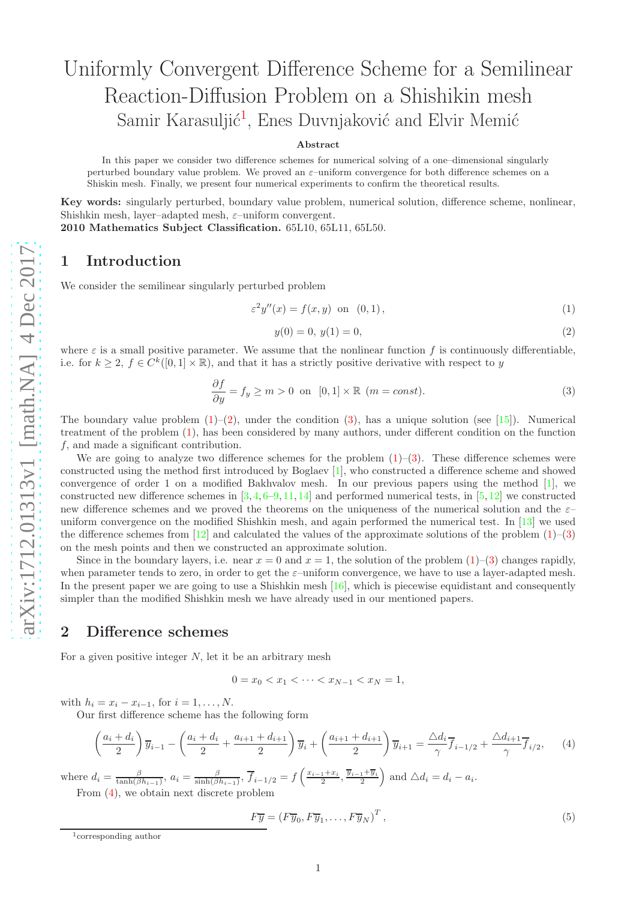# Uniformly Convergent Difference Scheme for a Semilinear Reaction-Diffusion Problem on a Shishikin mesh

Samir Karasuljić[1], Enes Duvnjaković and Elvir Memić

**Abstract**

In this paper we consider two difference schemes for numerical solving of a one–dimensional singularly perturbed boundary value problem. We proved an $\varepsilon$–uniform convergence for both difference schemes on a Shiskin mesh. Finally, we present four numerical experiments to confirm the theoretical results.

**Key words:** singularly perturbed, boundary value problem, numerical solution, difference scheme, nonlinear, Shishkin mesh, layer–adapted mesh, $\varepsilon$–uniform convergent.

**2010 Mathematics Subject Classification.** 65L10, 65L11, 65L50.

## 1 Introduction

We consider the semilinear singularly perturbed problem

$$\varepsilon^2 y''(x) = f(x, y) \text{ on } (0, 1), \tag{1}$$

$$y(0) = 0,\ y(1) = 0, \tag{2}$$

where $\varepsilon$ is a small positive parameter. We assume that the nonlinear function $f$ is continuously differentiable, i.e. for $k \geq 2$, $f \in C^k([0, 1] \times \mathbb{R})$, and that it has a strictly positive derivative with respect to $y$

$$\frac{\partial f}{\partial y} = f_y \geq m > 0 \text{ on } [0, 1] \times \mathbb{R} \ (m = const). \tag{3}$$

The boundary value problem (1)–(2), under the condition (3), has a unique solution (see [15]). Numerical treatment of the problem (1), has been considered by many authors, under different condition on the function $f$, and made a significant contribution.

We are going to analyze two difference schemes for the problem (1)–(3). These difference schemes were constructed using the method first introduced by Boglaev [1], who constructed a difference scheme and showed convergence of order 1 on a modified Bakhvalov mesh. In our previous papers using the method [1], we constructed new difference schemes in [3, 4, 6–9, 11, 14] and performed numerical tests, in [5, 12] we constructed new difference schemes and we proved the theorems on the uniqueness of the numerical solution and the $\varepsilon$–uniform convergence on the modified Shishkin mesh, and again performed the numerical test. In [13] we used the difference schemes from [12] and calculated the values of the approximate solutions of the problem (1)–(3) on the mesh points and then we constructed an approximate solution.

Since in the boundary layers, i.e. near $x = 0$ and $x = 1$, the solution of the problem (1)–(3) changes rapidly, when parameter tends to zero, in order to get the $\varepsilon$–uniform convergence, we have to use a layer-adapted mesh. In the present paper we are going to use a Shishkin mesh [16], which is piecewise equidistant and consequently simpler than the modified Shishkin mesh we have already used in our mentioned papers.

## 2 Difference schemes

For a given positive integer $N$, let it be an arbitrary mesh

$$0 = x_0 < x_1 < \cdots < x_{N-1} < x_N = 1,$$

with $h_i = x_i - x_{i-1}$, for $i = 1, \ldots, N$.

Our first difference scheme has the following form

$$\left(\frac{a_i + d_i}{2}\right)\overline{y}_{i-1} - \left(\frac{a_i + d_i}{2} + \frac{a_{i+1} + d_{i+1}}{2}\right)\overline{y}_i + \left(\frac{a_{i+1} + d_{i+1}}{2}\right)\overline{y}_{i+1} = \frac{\triangle d_i}{\gamma}\overline{f}_{i-1/2} + \frac{\triangle d_{i+1}}{\gamma}\overline{f}_{i/2}, \tag{4}$$

where $d_i = \frac{\beta}{\tanh(\beta h_{i-1})}$, $a_i = \frac{\beta}{\sinh(\beta h_{i-1})}$, $\overline{f}_{i-1/2} = f\left(\frac{x_{i-1}+x_i}{2}, \frac{\overline{y}_{i-1}+\overline{y}_i}{2}\right)$ and $\triangle d_i = d_i - a_i$.

From (4), we obtain next discrete problem

$$F\overline{y} = \left(F\overline{y}_0, F\overline{y}_1, \ldots, F\overline{y}_N\right)^T, \tag{5}$$

[1] corresponding author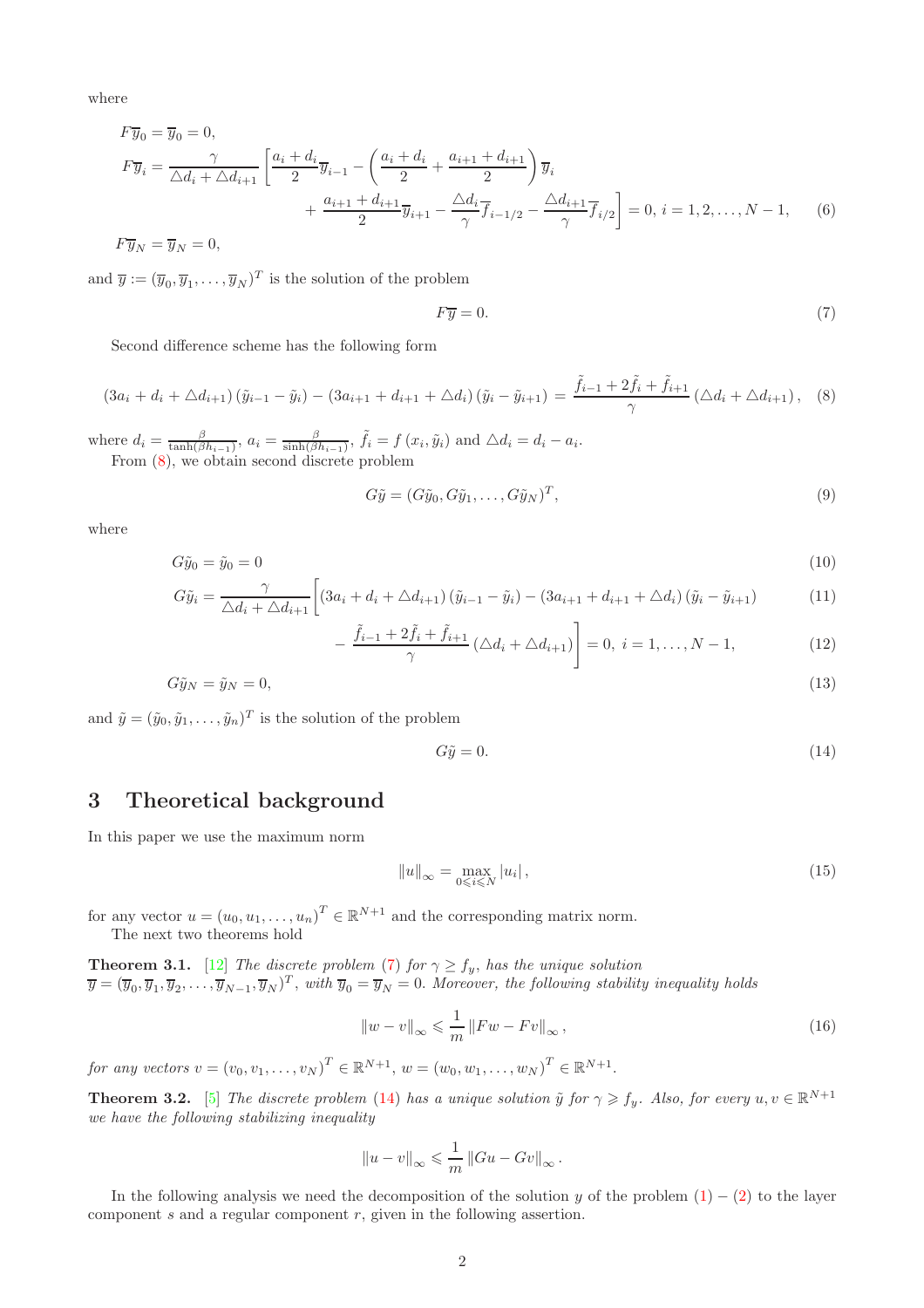where

$$
\begin{aligned}
F\overline{y}_0 &= \overline{y}_0 = 0,\\
F\overline{y}_i &= \frac{\gamma}{\triangle d_i + \triangle d_{i+1}}\left[\frac{a_i+d_i}{2}\overline{y}_{i-1} - \left(\frac{a_i+d_i}{2} + \frac{a_{i+1}+d_{i+1}}{2}\right)\overline{y}_i \right.\\
&\qquad \left. + \frac{a_{i+1}+d_{i+1}}{2}\overline{y}_{i+1} - \frac{\triangle d_i}{\gamma}\overline{f}_{i-1/2} - \frac{\triangle d_{i+1}}{\gamma}\overline{f}_{i/2}\right] = 0,\ i = 1,2,\ldots,N-1, \qquad (6)\\
F\overline{y}_N &= \overline{y}_N = 0,
\end{aligned}
$$

and $\overline{y} := (\overline{y}_0, \overline{y}_1, \ldots, \overline{y}_N)^T$ is the solution of the problem

$$
F\overline{y} = 0. \tag{7}
$$

Second difference scheme has the following form

$$
(3a_i + d_i + \triangle d_{i+1})(\tilde{y}_{i-1} - \tilde{y}_i) - (3a_{i+1} + d_{i+1} + \triangle d_i)(\tilde{y}_i - \tilde{y}_{i+1}) = \frac{\tilde{f}_{i-1} + 2\tilde{f}_i + \tilde{f}_{i+1}}{\gamma}(\triangle d_i + \triangle d_{i+1}), \tag{8}
$$

where $d_i = \frac{\beta}{\tanh(\beta h_{i-1})}$, $a_i = \frac{\beta}{\sinh(\beta h_{i-1})}$, $\tilde{f}_i = f(x_i, \tilde{y}_i)$ and $\triangle d_i = d_i - a_i$.

From (8), we obtain second discrete problem

$$
G\tilde{y} = (G\tilde{y}_0, G\tilde{y}_1, \ldots, G\tilde{y}_N)^T, \tag{9}
$$

where

$$
G\tilde{y}_0 = \tilde{y}_0 = 0 \tag{10}
$$

$$
G\tilde{y}_i = \frac{\gamma}{\triangle d_i + \triangle d_{i+1}}\Bigg[(3a_i + d_i + \triangle d_{i+1})(\tilde{y}_{i-1} - \tilde{y}_i) - (3a_{i+1} + d_{i+1} + \triangle d_i)(\tilde{y}_i - \tilde{y}_{i+1}) \tag{11}
$$

$$
- \frac{\tilde{f}_{i-1} + 2\tilde{f}_i + \tilde{f}_{i+1}}{\gamma}(\triangle d_i + \triangle d_{i+1})\Bigg] = 0,\ i = 1,\ldots,N-1, \tag{12}
$$

$$
G\tilde{y}_N = \tilde{y}_N = 0, \tag{13}
$$

and $\tilde{y} = (\tilde{y}_0, \tilde{y}_1, \ldots, \tilde{y}_n)^T$ is the solution of the problem

$$
G\tilde{y} = 0. \tag{14}
$$

## 3 Theoretical background

In this paper we use the maximum norm

$$
\|u\|_\infty = \max_{0 \leqslant i \leqslant N} |u_i|, \tag{15}
$$

for any vector $u = (u_0, u_1, \ldots, u_n)^T \in \mathbb{R}^{N+1}$ and the corresponding matrix norm.

The next two theorems hold

**Theorem 3.1.** [12] *The discrete problem (7) for $\gamma \geq f_y$, has the unique solution $\overline{y} = (\overline{y}_0, \overline{y}_1, \overline{y}_2, \ldots, \overline{y}_{N-1}, \overline{y}_N)^T$, with $\overline{y}_0 = \overline{y}_N = 0$. Moreover, the following stability inequality holds*

$$
\|w - v\|_\infty \leqslant \frac{1}{m}\|Fw - Fv\|_\infty, \tag{16}
$$

*for any vectors $v = (v_0, v_1, \ldots, v_N)^T \in \mathbb{R}^{N+1}$, $w = (w_0, w_1, \ldots, w_N)^T \in \mathbb{R}^{N+1}$.*

**Theorem 3.2.** [5] *The discrete problem (14) has a unique solution $\tilde{y}$ for $\gamma \geqslant f_y$. Also, for every $u, v \in \mathbb{R}^{N+1}$ we have the following stabilizing inequality*

$$
\|u - v\|_\infty \leqslant \frac{1}{m}\|Gu - Gv\|_\infty.
$$

In the following analysis we need the decomposition of the solution $y$ of the problem (1) – (2) to the layer component $s$ and a regular component $r$, given in the following assertion.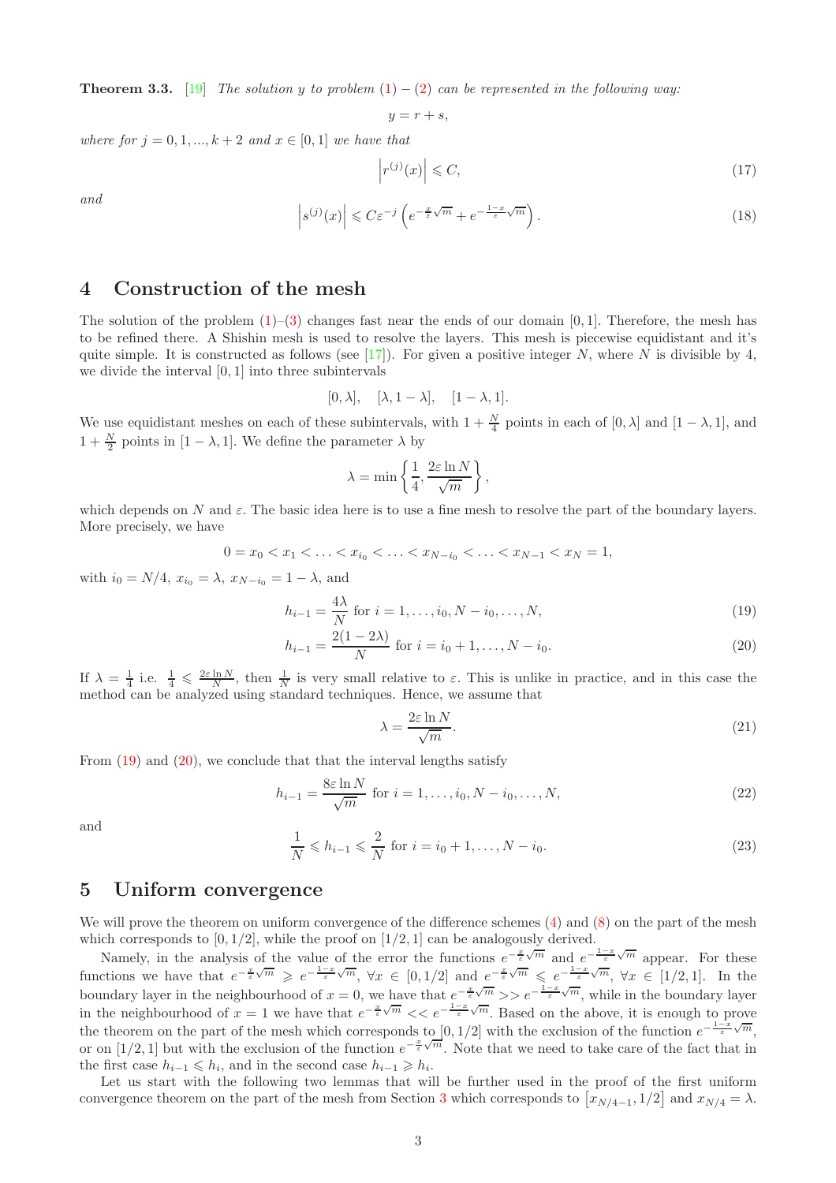**Theorem 3.3.** [19] *The solution $y$ to problem (1) – (2) can be represented in the following way:*

$$y = r + s,$$

*where for $j = 0, 1, ..., k+2$ and $x \in [0, 1]$ we have that*

$$\left| r^{(j)}(x) \right| \leqslant C, \tag{17}$$

*and*

$$\left| s^{(j)}(x) \right| \leqslant C\varepsilon^{-j} \left( e^{-\frac{x}{\varepsilon}\sqrt{m}} + e^{-\frac{1-x}{\varepsilon}\sqrt{m}} \right). \tag{18}$$

# 4 Construction of the mesh

The solution of the problem (1)–(3) changes fast near the ends of our domain $[0, 1]$. Therefore, the mesh has to be refined there. A Shishin mesh is used to resolve the layers. This mesh is piecewise equidistant and it's quite simple. It is constructed as follows (see [17]). For given a positive integer $N$, where $N$ is divisible by 4, we divide the interval $[0, 1]$ into three subintervals

$$[0, \lambda], \quad [\lambda, 1-\lambda], \quad [1-\lambda, 1].$$

We use equidistant meshes on each of these subintervals, with $1 + \frac{N}{4}$ points in each of $[0, \lambda]$ and $[1-\lambda, 1]$, and $1 + \frac{N}{2}$ points in $[1-\lambda, 1]$. We define the parameter $\lambda$ by

$$\lambda = \min \left\{ \frac{1}{4}, \frac{2\varepsilon \ln N}{\sqrt{m}} \right\},$$

which depends on $N$ and $\varepsilon$. The basic idea here is to use a fine mesh to resolve the part of the boundary layers. More precisely, we have

$$0 = x_0 < x_1 < \ldots < x_{i_0} < \ldots < x_{N-i_0} < \ldots < x_{N-1} < x_N = 1,$$

with $i_0 = N/4$, $x_{i_0} = \lambda$, $x_{N-i_0} = 1 - \lambda$, and

$$h_{i-1} = \frac{4\lambda}{N} \text{ for } i = 1, \ldots, i_0, N - i_0, \ldots, N, \tag{19}$$

$$h_{i-1} = \frac{2(1-2\lambda)}{N} \text{ for } i = i_0 + 1, \ldots, N - i_0. \tag{20}$$

If $\lambda = \frac{1}{4}$ i.e. $\frac{1}{4} \leqslant \frac{2\varepsilon \ln N}{N}$, then $\frac{1}{N}$ is very small relative to $\varepsilon$. This is unlike in practice, and in this case the method can be analyzed using standard techniques. Hence, we assume that

$$\lambda = \frac{2\varepsilon \ln N}{\sqrt{m}}. \tag{21}$$

From (19) and (20), we conclude that that the interval lengths satisfy

$$h_{i-1} = \frac{8\varepsilon \ln N}{\sqrt{m}} \text{ for } i = 1, \ldots, i_0, N - i_0, \ldots, N, \tag{22}$$

and

$$\frac{1}{N} \leqslant h_{i-1} \leqslant \frac{2}{N} \text{ for } i = i_0 + 1, \ldots, N - i_0. \tag{23}$$

# 5 Uniform convergence

We will prove the theorem on uniform convergence of the difference schemes (4) and (8) on the part of the mesh which corresponds to $[0, 1/2]$, while the proof on $[1/2, 1]$ can be analogously derived.

Namely, in the analysis of the value of the error the functions $e^{-\frac{x}{\varepsilon}\sqrt{m}}$ and $e^{-\frac{1-x}{\varepsilon}\sqrt{m}}$ appear. For these functions we have that $e^{-\frac{x}{\varepsilon}\sqrt{m}} \geqslant e^{-\frac{1-x}{\varepsilon}\sqrt{m}}$, $\forall x \in [0, 1/2]$ and $e^{-\frac{x}{\varepsilon}\sqrt{m}} \leqslant e^{-\frac{1-x}{\varepsilon}\sqrt{m}}$, $\forall x \in [1/2, 1]$. In the boundary layer in the neighbourhood of $x = 0$, we have that $e^{-\frac{x}{\varepsilon}\sqrt{m}} >> e^{-\frac{1-x}{\varepsilon}\sqrt{m}}$, while in the boundary layer in the neighbourhood of $x = 1$ we have that $e^{-\frac{x}{\varepsilon}\sqrt{m}} << e^{-\frac{1-x}{\varepsilon}\sqrt{m}}$. Based on the above, it is enough to prove the theorem on the part of the mesh which corresponds to $[0, 1/2]$ with the exclusion of the function $e^{-\frac{1-x}{\varepsilon}\sqrt{m}}$, or on $[1/2, 1]$ but with the exclusion of the function $e^{-\frac{x}{\varepsilon}\sqrt{m}}$. Note that we need to take care of the fact that in the first case $h_{i-1} \leqslant h_i$, and in the second case $h_{i-1} \geqslant h_i$.

Let us start with the following two lemmas that will be further used in the proof of the first uniform convergence theorem on the part of the mesh from Section 3 which corresponds to $\left[x_{N/4-1}, 1/2\right]$ and $x_{N/4} = \lambda$.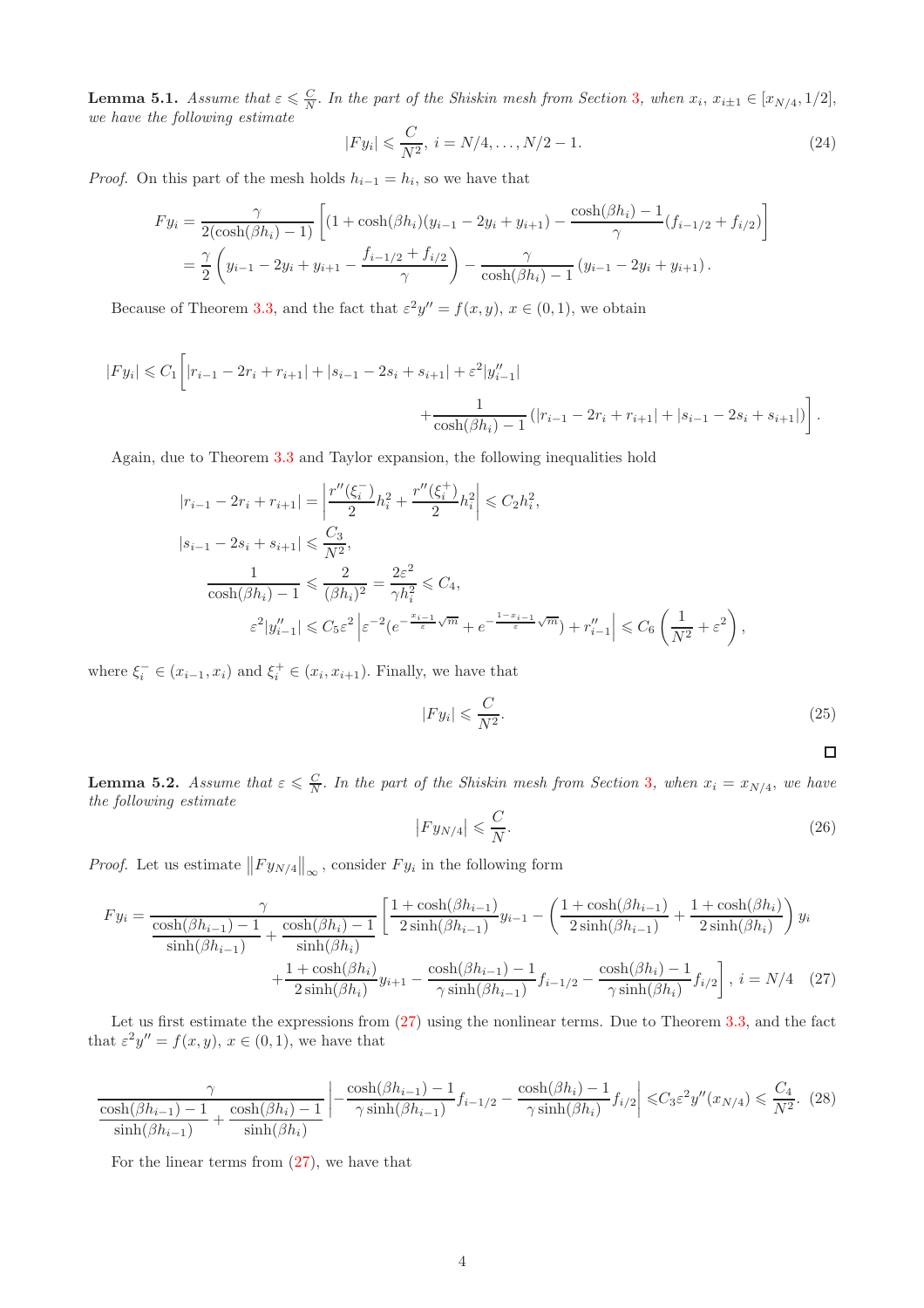**Lemma 5.1.** *Assume that $\varepsilon \leqslant \frac{C}{N}$. In the part of the Shiskin mesh from Section 3, when $x_i$, $x_{i\pm1} \in [x_{N/4}, 1/2]$, we have the following estimate*

$$|Fy_i| \leqslant \frac{C}{N^2}, \; i = N/4, \ldots, N/2-1. \tag{24}$$

*Proof.* On this part of the mesh holds $h_{i-1} = h_i$, so we have that

$$\begin{aligned}
Fy_i &= \frac{\gamma}{2(\cosh(\beta h_i)-1)}\left[(1+\cosh(\beta h_i)(y_{i-1}-2y_i+y_{i+1}) - \frac{\cosh(\beta h_i)-1}{\gamma}(f_{i-1/2}+f_{i/2})\right] \\
&= \frac{\gamma}{2}\left(y_{i-1}-2y_i+y_{i+1} - \frac{f_{i-1/2}+f_{i/2}}{\gamma}\right) - \frac{\gamma}{\cosh(\beta h_i)-1}\left(y_{i-1}-2y_i+y_{i+1}\right).
\end{aligned}$$

Because of Theorem 3.3, and the fact that $\varepsilon^2 y'' = f(x,y)$, $x \in (0,1)$, we obtain

$$\begin{aligned}
|Fy_i| \leqslant C_1 \Bigg[ &|r_{i-1}-2r_i+r_{i+1}| + |s_{i-1}-2s_i+s_{i+1}| + \varepsilon^2 |y''_{i-1}| \\
&+ \frac{1}{\cosh(\beta h_i)-1}\left(|r_{i-1}-2r_i+r_{i+1}| + |s_{i-1}-2s_i+s_{i+1}|\right)\Bigg].
\end{aligned}$$

Again, due to Theorem 3.3 and Taylor expansion, the following inequalities hold

$$\begin{aligned}
|r_{i-1}-2r_i+r_{i+1}| &= \left|\frac{r''(\xi_i^-)}{2}h_i^2 + \frac{r''(\xi_i^+)}{2}h_i^2\right| \leqslant C_2 h_i^2, \\
|s_{i-1}-2s_i+s_{i+1}| &\leqslant \frac{C_3}{N^2}, \\
\frac{1}{\cosh(\beta h_i)-1} &\leqslant \frac{2}{(\beta h_i)^2} = \frac{2\varepsilon^2}{\gamma h_i^2} \leqslant C_4, \\
\varepsilon^2 |y''_{i-1}| &\leqslant C_5 \varepsilon^2 \left|\varepsilon^{-2}\left(e^{-\frac{x_{i-1}}{\varepsilon}\sqrt{m}} + e^{-\frac{1-x_{i-1}}{\varepsilon}\sqrt{m}}\right) + r''_{i-1}\right| \leqslant C_6\left(\frac{1}{N^2}+\varepsilon^2\right),
\end{aligned}$$

where $\xi_i^- \in (x_{i-1}, x_i)$ and $\xi_i^+ \in (x_i, x_{i+1})$. Finally, we have that

$$|Fy_i| \leqslant \frac{C}{N^2}. \tag{25}$$

□

**Lemma 5.2.** *Assume that $\varepsilon \leqslant \frac{C}{N}$. In the part of the Shiskin mesh from Section 3, when $x_i = x_{N/4}$, we have the following estimate*

$$\left|Fy_{N/4}\right| \leqslant \frac{C}{N}. \tag{26}$$

*Proof.* Let us estimate $\left\|Fy_{N/4}\right\|_\infty$, consider $Fy_i$ in the following form

$$\begin{aligned}
Fy_i = \frac{\gamma}{\dfrac{\cosh(\beta h_{i-1})-1}{\sinh(\beta h_{i-1})} + \dfrac{\cosh(\beta h_i)-1}{\sinh(\beta h_i)}} \Bigg[ &\frac{1+\cosh(\beta h_{i-1})}{2\sinh(\beta h_{i-1})} y_{i-1} - \left(\frac{1+\cosh(\beta h_{i-1})}{2\sinh(\beta h_{i-1})} + \frac{1+\cosh(\beta h_i)}{2\sinh(\beta h_i)}\right) y_i \\
&+ \frac{1+\cosh(\beta h_i)}{2\sinh(\beta h_i)} y_{i+1} - \frac{\cosh(\beta h_{i-1})-1}{\gamma \sinh(\beta h_{i-1})} f_{i-1/2} - \frac{\cosh(\beta h_i)-1}{\gamma \sinh(\beta h_i)} f_{i/2}\Bigg], \; i = N/4 
\end{aligned} \tag{27}$$

Let us first estimate the expressions from (27) using the nonlinear terms. Due to Theorem 3.3, and the fact that $\varepsilon^2 y'' = f(x,y)$, $x \in (0,1)$, we have that

$$\frac{\gamma}{\dfrac{\cosh(\beta h_{i-1})-1}{\sinh(\beta h_{i-1})} + \dfrac{\cosh(\beta h_i)-1}{\sinh(\beta h_i)}} \left| -\frac{\cosh(\beta h_{i-1})-1}{\gamma \sinh(\beta h_{i-1})} f_{i-1/2} - \frac{\cosh(\beta h_i)-1}{\gamma \sinh(\beta h_i)} f_{i/2}\right| \leqslant C_3 \varepsilon^2 y''(x_{N/4}) \leqslant \frac{C_4}{N^2}. \tag{28}$$

For the linear terms from (27), we have that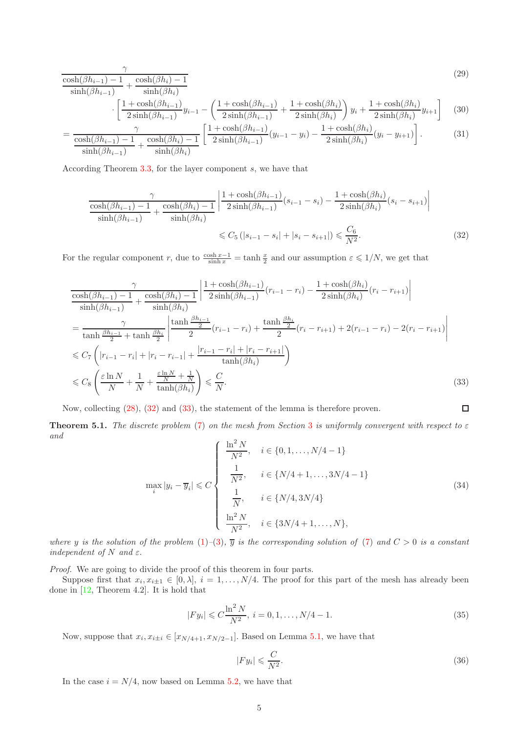$$\frac{\gamma}{\dfrac{\cosh(\beta h_{i-1})-1}{\sinh(\beta h_{i-1})}+\dfrac{\cosh(\beta h_i)-1}{\sinh(\beta h_i)}} \tag{29}$$

$$\cdot\left[\frac{1+\cosh(\beta h_{i-1})}{2\sinh(\beta h_{i-1})}y_{i-1}-\left(\frac{1+\cosh(\beta h_{i-1})}{2\sinh(\beta h_{i-1})}+\frac{1+\cosh(\beta h_i)}{2\sinh(\beta h_i)}\right)y_i+\frac{1+\cosh(\beta h_i)}{2\sinh(\beta h_i)}y_{i+1}\right] \tag{30}$$

$$=\frac{\gamma}{\dfrac{\cosh(\beta h_{i-1})-1}{\sinh(\beta h_{i-1})}+\dfrac{\cosh(\beta h_i)-1}{\sinh(\beta h_i)}}\left[\frac{1+\cosh(\beta h_{i-1})}{2\sinh(\beta h_{i-1})}(y_{i-1}-y_i)-\frac{1+\cosh(\beta h_i)}{2\sinh(\beta h_i)}(y_i-y_{i+1})\right]. \tag{31}$$

According Theorem 3.3, for the layer component $s$, we have that

$$\frac{\gamma}{\dfrac{\cosh(\beta h_{i-1})-1}{\sinh(\beta h_{i-1})}+\dfrac{\cosh(\beta h_i)-1}{\sinh(\beta h_i)}}\left|\frac{1+\cosh(\beta h_{i-1})}{2\sinh(\beta h_{i-1})}(s_{i-1}-s_i)-\frac{1+\cosh(\beta h_i)}{2\sinh(\beta h_i)}(s_i-s_{i+1})\right|$$
$$\leqslant C_5\left(|s_{i-1}-s_i|+|s_i-s_{i+1}|\right)\leqslant\frac{C_6}{N^2}. \tag{32}$$

For the regular component $r$, due to $\frac{\cosh x-1}{\sinh x}=\tanh\frac{x}{2}$ and our assumption $\varepsilon\leqslant 1/N$, we get that

$$\frac{\gamma}{\dfrac{\cosh(\beta h_{i-1})-1}{\sinh(\beta h_{i-1})}+\dfrac{\cosh(\beta h_i)-1}{\sinh(\beta h_i)}}\left|\frac{1+\cosh(\beta h_{i-1})}{2\sinh(\beta h_{i-1})}(r_{i-1}-r_i)-\frac{1+\cosh(\beta h_i)}{2\sinh(\beta h_i)}(r_i-r_{i+1})\right|$$
$$=\frac{\gamma}{\tanh\frac{\beta h_{i-1}}{2}+\tanh\frac{\beta h_i}{2}}\left|\frac{\tanh\frac{\beta h_{i-1}}{2}}{2}(r_{i-1}-r_i)+\frac{\tanh\frac{\beta h_i}{2}}{2}(r_i-r_{i+1})+2(r_{i-1}-r_i)-2(r_i-r_{i+1})\right|$$
$$\leqslant C_7\left(|r_{i-1}-r_i|+|r_i-r_{i-1}|+\frac{|r_{i-1}-r_i|+|r_i-r_{i+1}|}{\tanh(\beta h_i)}\right)$$
$$\leqslant C_8\left(\frac{\varepsilon\ln N}{N}+\frac{1}{N}+\frac{\frac{\varepsilon\ln N}{N}+\frac{1}{N}}{\tanh(\beta h_i)}\right)\leqslant\frac{C}{N}. \tag{33}$$

Now, collecting (28), (32) and (33), the statement of the lemma is therefore proven. ∎

**Theorem 5.1.** *The discrete problem (7) on the mesh from Section 3 is uniformly convergent with respect to $\varepsilon$ and*

$$\max_i|y_i-\overline{y}_i|\leqslant C\begin{cases}\dfrac{\ln^2 N}{N^2}, & i\in\{0,1,\dots,N/4-1\}\\[2mm] \dfrac{1}{N^2}, & i\in\{N/4+1,\dots,3N/4-1\}\\[2mm] \dfrac{1}{N}, & i\in\{N/4,3N/4\}\\[2mm] \dfrac{\ln^2 N}{N^2}, & i\in\{3N/4+1,\dots,N\},\end{cases} \tag{34}$$

*where $y$ is the solution of the problem (1)–(3), $\overline{y}$ is the corresponding solution of (7) and $C>0$ is a constant independent of $N$ and $\varepsilon$.*

*Proof.* We are going to divide the proof of this theorem in four parts.

Suppose first that $x_i,x_{i+1}\in[0,\lambda]$, $i=1,\dots,N/4$. The proof for this part of the mesh has already been done in [12, Theorem 4.2]. It is hold that

$$|Fy_i|\leqslant C\frac{\ln^2 N}{N^2},\ i=0,1,\dots,N/4-1. \tag{35}$$

Now, suppose that $x_i,x_{i\pm i}\in[x_{N/4+1},x_{N/2-1}]$. Based on Lemma 5.1, we have that

$$|Fy_i|\leqslant\frac{C}{N^2}. \tag{36}$$

In the case $i=N/4$, now based on Lemma 5.2, we have that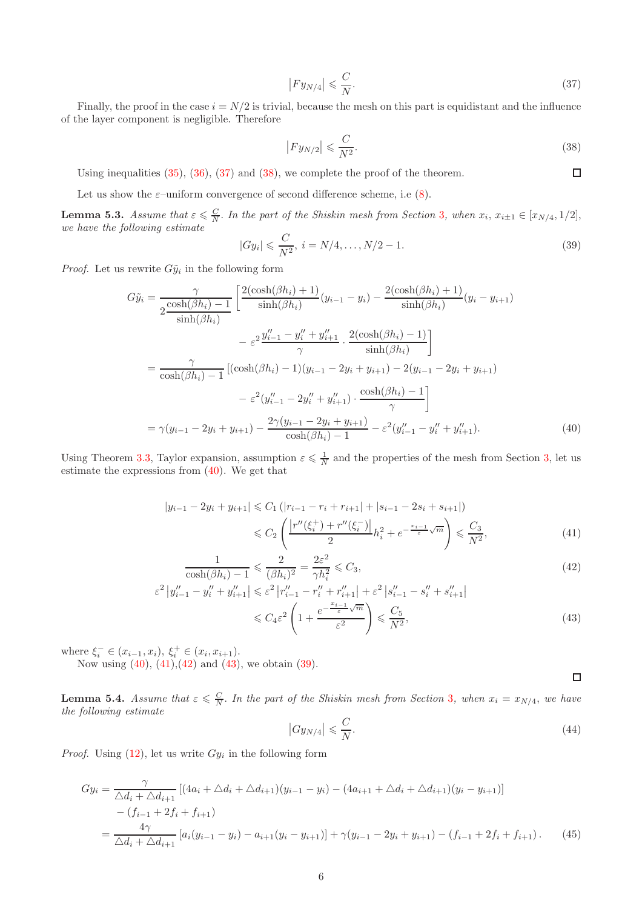$$\left|Fy_{N/4}\right| \leqslant \frac{C}{N}. \tag{37}$$

Finally, the proof in the case $i = N/2$ is trivial, because the mesh on this part is equidistant and the influence of the layer component is negligible. Therefore

$$\left|Fy_{N/2}\right| \leqslant \frac{C}{N^2}. \tag{38}$$

Using inequalities (35), (36), (37) and (38), we complete the proof of the theorem. □

Let us show the $\varepsilon$–uniform convergence of second difference scheme, i.e (8).

**Lemma 5.3.** *Assume that $\varepsilon \leqslant \frac{C}{N}$. In the part of the Shiskin mesh from Section 3, when $x_i,\ x_{i\pm1} \in [x_{N/4}, 1/2]$, we have the following estimate*

$$|Gy_i| \leqslant \frac{C}{N^2},\ i = N/4, \ldots, N/2-1. \tag{39}$$

*Proof.* Let us rewrite $G\tilde{y}_i$ in the following form

$$\begin{aligned}
G\tilde{y}_i &= \frac{\gamma}{2\dfrac{\cosh(\beta h_i)-1}{\sinh(\beta h_i)}}\left[\frac{2(\cosh(\beta h_i)+1)}{\sinh(\beta h_i)}(y_{i-1}-y_i) - \frac{2(\cosh(\beta h_i)+1)}{\sinh(\beta h_i)}(y_i - y_{i+1})\right.\\
&\qquad\qquad \left. -\ \varepsilon^2\frac{y''_{i-1}-y''_i+y''_{i+1}}{\gamma}\cdot\frac{2(\cosh(\beta h_i)-1)}{\sinh(\beta h_i)}\right]\\
&= \frac{\gamma}{\cosh(\beta h_i)-1}\left[(\cosh(\beta h_i)-1)(y_{i-1}-2y_i+y_{i+1}) - 2(y_{i-1}-2y_i+y_{i+1})\right.\\
&\qquad\qquad \left. -\ \varepsilon^2(y''_{i-1}-2y''_i+y''_{i+1})\cdot\frac{\cosh(\beta h_i)-1}{\gamma}\right]\\
&= \gamma(y_{i-1}-2y_i+y_{i+1}) - \frac{2\gamma(y_{i-1}-2y_i+y_{i+1})}{\cosh(\beta h_i)-1} - \varepsilon^2(y''_{i-1}-y''_i+y''_{i+1}).
\end{aligned} \tag{40}$$

Using Theorem 3.3, Taylor expansion, assumption $\varepsilon \leqslant \frac{1}{N}$ and the properties of the mesh from Section 3, let us estimate the expressions from (40). We get that

$$\begin{aligned}
|y_{i-1}-2y_i+y_{i+1}| &\leqslant C_1\left(|r_{i-1}-r_i+r_{i+1}| + |s_{i-1}-2s_i+s_{i+1}|\right)\\
&\leqslant C_2\left(\frac{\left|r''(\xi_i^+)+r''(\xi_i^-)\right|}{2}h_i^2 + e^{-\frac{x_{i-1}}{\varepsilon}\sqrt{m}}\right) \leqslant \frac{C_3}{N^2},
\end{aligned} \tag{41}$$

$$\frac{1}{\cosh(\beta h_i)-1} \leqslant \frac{2}{(\beta h_i)^2} = \frac{2\varepsilon^2}{\gamma h_i^2} \leqslant C_3, \tag{42}$$

$$\begin{aligned}
\varepsilon^2\left|y''_{i-1}-y''_i+y''_{i+1}\right| &\leqslant \varepsilon^2\left|r''_{i-1}-r''_i+r''_{i+1}\right| + \varepsilon^2\left|s''_{i-1}-s''_i+s''_{i+1}\right|\\
&\leqslant C_4\varepsilon^2\left(1+\frac{e^{-\frac{x_{i-1}}{\varepsilon}\sqrt{m}}}{\varepsilon^2}\right) \leqslant \frac{C_5}{N^2},
\end{aligned} \tag{43}$$

where $\xi_i^- \in (x_{i-1}, x_i)$, $\xi_i^+ \in (x_i, x_{i+1})$.

Now using (40), (41),(42) and (43), we obtain (39). □

**Lemma 5.4.** *Assume that $\varepsilon \leqslant \frac{C}{N}$. In the part of the Shiskin mesh from Section 3, when $x_i = x_{N/4}$, we have the following estimate*

$$\left|Gy_{N/4}\right| \leqslant \frac{C}{N}. \tag{44}$$

*Proof.* Using (12), let us write $Gy_i$ in the following form

$$\begin{aligned}
Gy_i &= \frac{\gamma}{\triangle d_i + \triangle d_{i+1}}\left[(4a_i + \triangle d_i + \triangle d_{i+1})(y_{i-1}-y_i) - (4a_{i+1}+\triangle d_i + \triangle d_{i+1})(y_i - y_{i+1})\right]\\
&\quad - (f_{i-1}+2f_i+f_{i+1})\\
&= \frac{4\gamma}{\triangle d_i + \triangle d_{i+1}}\left[a_i(y_{i-1}-y_i) - a_{i+1}(y_i-y_{i+1})\right] + \gamma(y_{i-1}-2y_i+y_{i+1}) - (f_{i-1}+2f_i+f_{i+1}).
\end{aligned} \tag{45}$$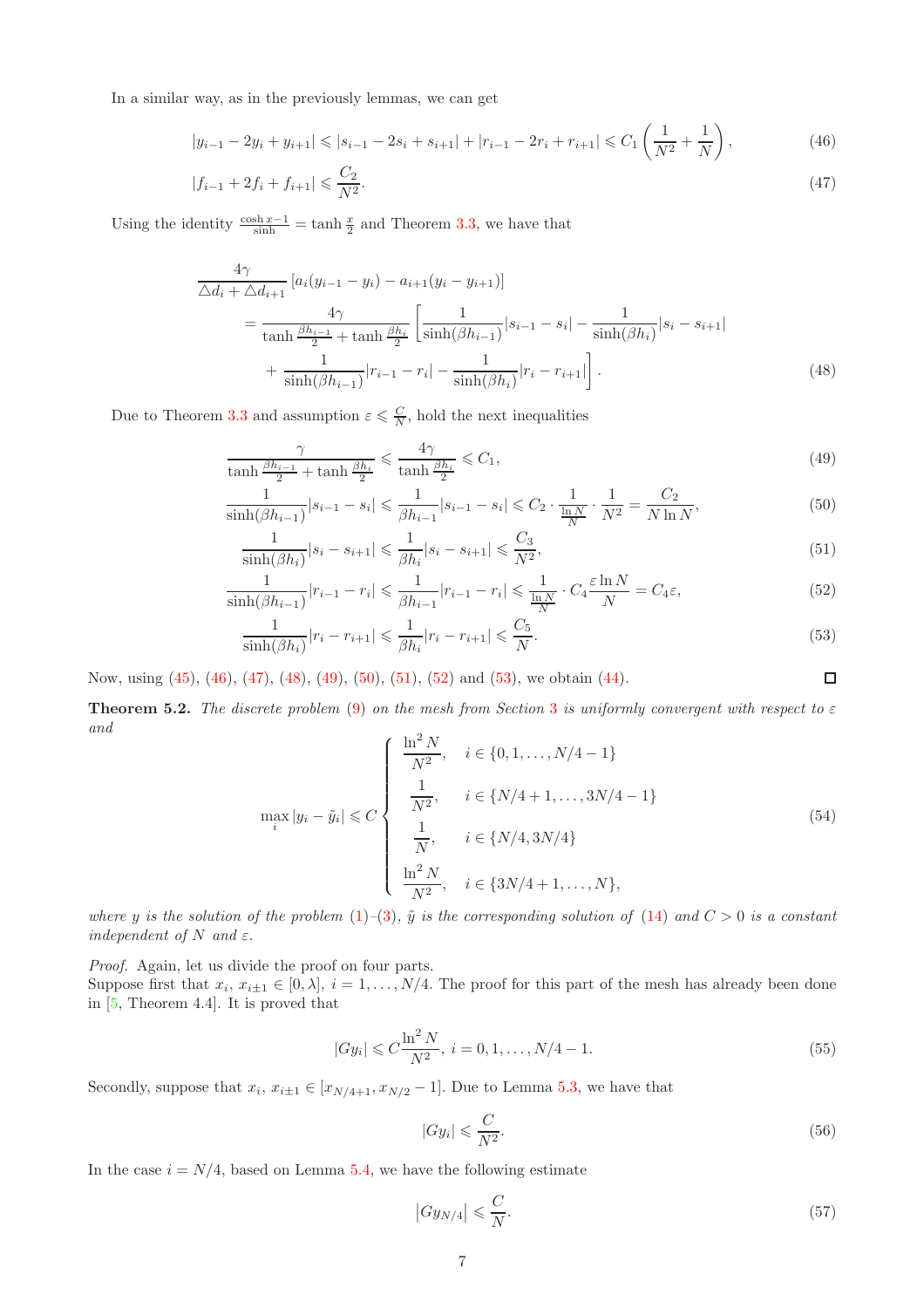In a similar way, as in the previously lemmas, we can get

$$|y_{i-1}-2y_i+y_{i+1}| \leqslant |s_{i-1}-2s_i+s_{i+1}|+|r_{i-1}-2r_i+r_{i+1}| \leqslant C_1\left(\frac{1}{N^2}+\frac{1}{N}\right), \tag{46}$$

$$|f_{i-1}+2f_i+f_{i+1}| \leqslant \frac{C_2}{N^2}. \tag{47}$$

Using the identity $\frac{\cosh x - 1}{\sinh} = \tanh\frac{x}{2}$ and Theorem 3.3, we have that

$$\begin{aligned}
&\frac{4\gamma}{\triangle d_i+\triangle d_{i+1}}\left[a_i(y_{i-1}-y_i)-a_{i+1}(y_i-y_{i+1})\right] \\
&\quad = \frac{4\gamma}{\tanh\frac{\beta h_{i-1}}{2}+\tanh\frac{\beta h_i}{2}}\left[\frac{1}{\sinh(\beta h_{i-1})}|s_{i-1}-s_i|-\frac{1}{\sinh(\beta h_i)}|s_i-s_{i+1}|\right. \\
&\qquad \left. +\frac{1}{\sinh(\beta h_{i-1})}|r_{i-1}-r_i|-\frac{1}{\sinh(\beta h_i)}|r_i-r_{i+1}|\right].
\end{aligned} \tag{48}$$

Due to Theorem 3.3 and assumption $\varepsilon \leqslant \frac{C}{N}$, hold the next inequalities

$$\frac{\gamma}{\tanh\frac{\beta h_{i-1}}{2}+\tanh\frac{\beta h_i}{2}} \leqslant \frac{4\gamma}{\tanh\frac{\beta h_i}{2}} \leqslant C_1, \tag{49}$$

$$\frac{1}{\sinh(\beta h_{i-1})}|s_{i-1}-s_i| \leqslant \frac{1}{\beta h_{i-1}}|s_{i-1}-s_i| \leqslant C_2\cdot\frac{1}{\frac{\ln N}{N}}\cdot\frac{1}{N^2} = \frac{C_2}{N\ln N}, \tag{50}$$

$$\frac{1}{\sinh(\beta h_i)}|s_i-s_{i+1}| \leqslant \frac{1}{\beta h_i}|s_i-s_{i+1}| \leqslant \frac{C_3}{N^2}, \tag{51}$$

$$\frac{1}{\sinh(\beta h_{i-1})}|r_{i-1}-r_i| \leqslant \frac{1}{\beta h_{i-1}}|r_{i-1}-r_i| \leqslant \frac{1}{\frac{\ln N}{N}}\cdot C_4\frac{\varepsilon\ln N}{N} = C_4\varepsilon, \tag{52}$$

$$\frac{1}{\sinh(\beta h_i)}|r_i-r_{i+1}| \leqslant \frac{1}{\beta h_i}|r_i-r_{i+1}| \leqslant \frac{C_5}{N}. \tag{53}$$

Now, using (45), (46), (47), (48), (49), (50), (51), (52) and (53), we obtain (44). □

**Theorem 5.2.** *The discrete problem (9) on the mesh from Section 3 is uniformly convergent with respect to $\varepsilon$ and*

$$\max_i |y_i-\tilde{y}_i| \leqslant C\begin{cases}\dfrac{\ln^2 N}{N^2}, & i\in\{0,1,\ldots,N/4-1\}\\[2mm] \dfrac{1}{N^2}, & i\in\{N/4+1,\ldots,3N/4-1\}\\[2mm] \dfrac{1}{N}, & i\in\{N/4,3N/4\}\\[2mm] \dfrac{\ln^2 N}{N^2}, & i\in\{3N/4+1,\ldots,N\},\end{cases} \tag{54}$$

*where $y$ is the solution of the problem (1)–(3), $\tilde{y}$ is the corresponding solution of (14) and $C>0$ is a constant independent of $N$ and $\varepsilon$.*

*Proof.* Again, let us divide the proof on four parts.
Suppose first that $x_i,\, x_{i\pm1}\in[0,\lambda]$, $i=1,\ldots,N/4$. The proof for this part of the mesh has already been done in [5, Theorem 4.4]. It is proved that

$$|Gy_i| \leqslant C\frac{\ln^2 N}{N^2},\ i=0,1,\ldots,N/4-1. \tag{55}$$

Secondly, suppose that $x_i,\, x_{i\pm1}\in[x_{N/4+1}, x_{N/2}-1]$. Due to Lemma 5.3, we have that

$$|Gy_i| \leqslant \frac{C}{N^2}. \tag{56}$$

In the case $i=N/4$, based on Lemma 5.4, we have the following estimate

$$\left|Gy_{N/4}\right| \leqslant \frac{C}{N}. \tag{57}$$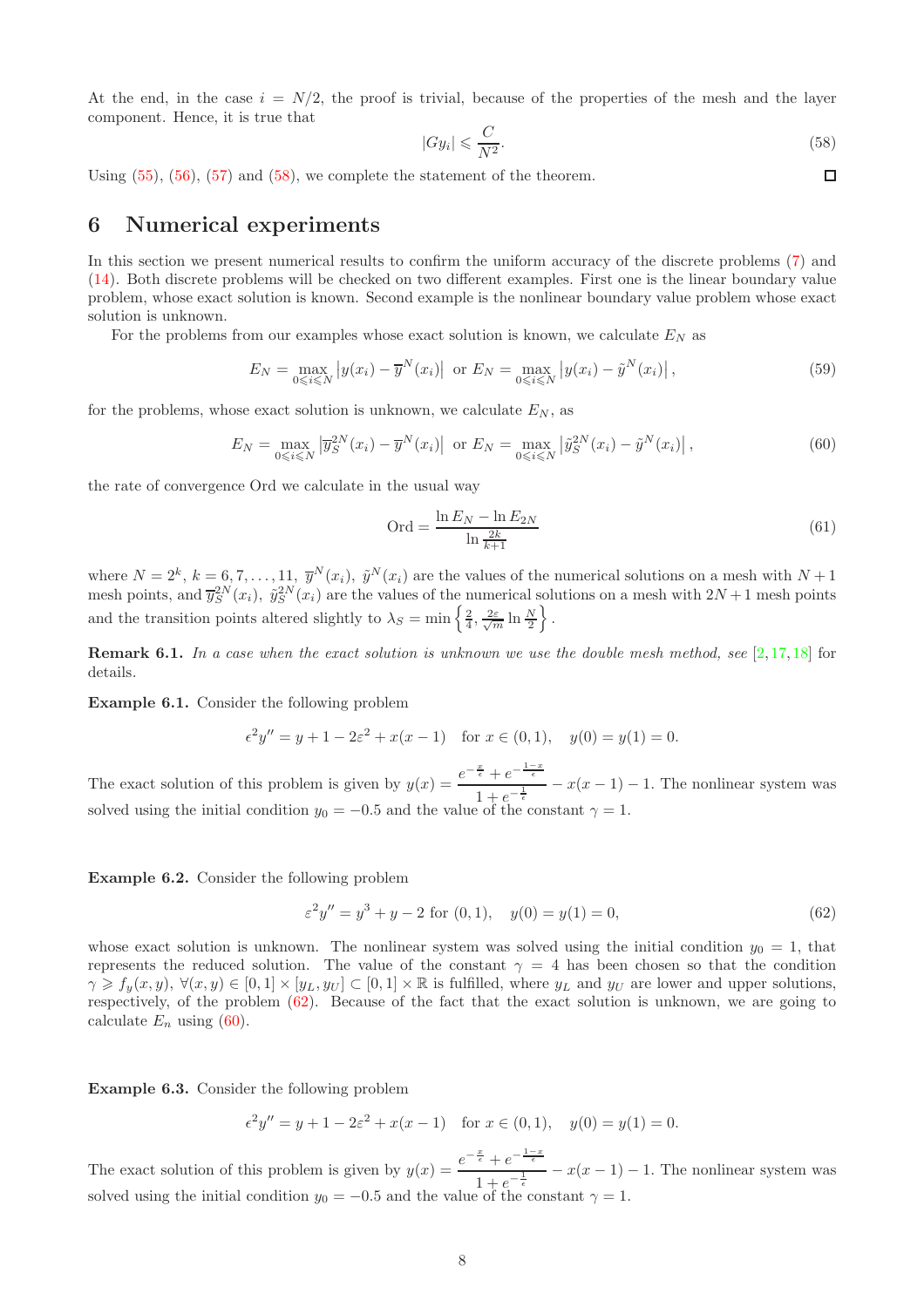At the end, in the case $i = N/2$, the proof is trivial, because of the properties of the mesh and the layer component. Hence, it is true that

$$|Gy_i| \leqslant \frac{C}{N^2}. \tag{58}$$

Using (55), (56), (57) and (58), we complete the statement of the theorem. □

## 6 Numerical experiments

In this section we present numerical results to confirm the uniform accuracy of the discrete problems (7) and (14). Both discrete problems will be checked on two different examples. First one is the linear boundary value problem, whose exact solution is known. Second example is the nonlinear boundary value problem whose exact solution is unknown.

For the problems from our examples whose exact solution is known, we calculate $E_N$ as

$$E_N = \max_{0\leqslant i\leqslant N} \left|y(x_i) - \overline{y}^N(x_i)\right| \text{ or } E_N = \max_{0\leqslant i\leqslant N} \left|y(x_i) - \tilde{y}^N(x_i)\right|, \tag{59}$$

for the problems, whose exact solution is unknown, we calculate $E_N$, as

$$E_N = \max_{0\leqslant i\leqslant N} \left|\overline{y}_S^{2N}(x_i) - \overline{y}^N(x_i)\right| \text{ or } E_N = \max_{0\leqslant i\leqslant N} \left|\tilde{y}_S^{2N}(x_i) - \tilde{y}^N(x_i)\right|, \tag{60}$$

the rate of convergence Ord we calculate in the usual way

$$\text{Ord} = \frac{\ln E_N - \ln E_{2N}}{\ln \frac{2k}{k+1}} \tag{61}$$

where $N = 2^k$, $k = 6, 7, \ldots, 11$, $\overline{y}^N(x_i)$, $\tilde{y}^N(x_i)$ are the values of the numerical solutions on a mesh with $N+1$ mesh points, and $\overline{y}_S^{2N}(x_i)$, $\tilde{y}_S^{2N}(x_i)$ are the values of the numerical solutions on a mesh with $2N+1$ mesh points and the transition points altered slightly to $\lambda_S = \min\left\{\frac{2}{4}, \frac{2\varepsilon}{\sqrt{m}} \ln \frac{N}{2}\right\}$.

**Remark 6.1.** *In a case when the exact solution is unknown we use the double mesh method, see [2,17,18] for details.*

**Example 6.1.** Consider the following problem

$$\epsilon^2 y'' = y + 1 - 2\varepsilon^2 + x(x-1) \quad \text{for } x \in (0,1), \quad y(0) = y(1) = 0.$$

The exact solution of this problem is given by $y(x) = \dfrac{e^{-\frac{x}{\epsilon}} + e^{-\frac{1-x}{\epsilon}}}{1 + e^{-\frac{1}{\epsilon}}} - x(x-1) - 1$. The nonlinear system was solved using the initial condition $y_0 = -0.5$ and the value of the constant $\gamma = 1$.

**Example 6.2.** Consider the following problem

$$\varepsilon^2 y'' = y^3 + y - 2 \text{ for } (0,1), \quad y(0) = y(1) = 0, \tag{62}$$

whose exact solution is unknown. The nonlinear system was solved using the initial condition $y_0 = 1$, that represents the reduced solution. The value of the constant $\gamma = 4$ has been chosen so that the condition $\gamma \geqslant f_y(x,y)$, $\forall (x,y) \in [0,1] \times [y_L, y_U] \subset [0,1] \times \mathbb{R}$ is fulfilled, where $y_L$ and $y_U$ are lower and upper solutions, respectively, of the problem (62). Because of the fact that the exact solution is unknown, we are going to calculate $E_n$ using (60).

**Example 6.3.** Consider the following problem

$$\epsilon^2 y'' = y + 1 - 2\varepsilon^2 + x(x-1) \quad \text{for } x \in (0,1), \quad y(0) = y(1) = 0.$$

The exact solution of this problem is given by $y(x) = \dfrac{e^{-\frac{x}{\epsilon}} + e^{-\frac{1-x}{\epsilon}}}{1 + e^{-\frac{1}{\epsilon}}} - x(x-1) - 1$. The nonlinear system was solved using the initial condition $y_0 = -0.5$ and the value of the constant $\gamma = 1$.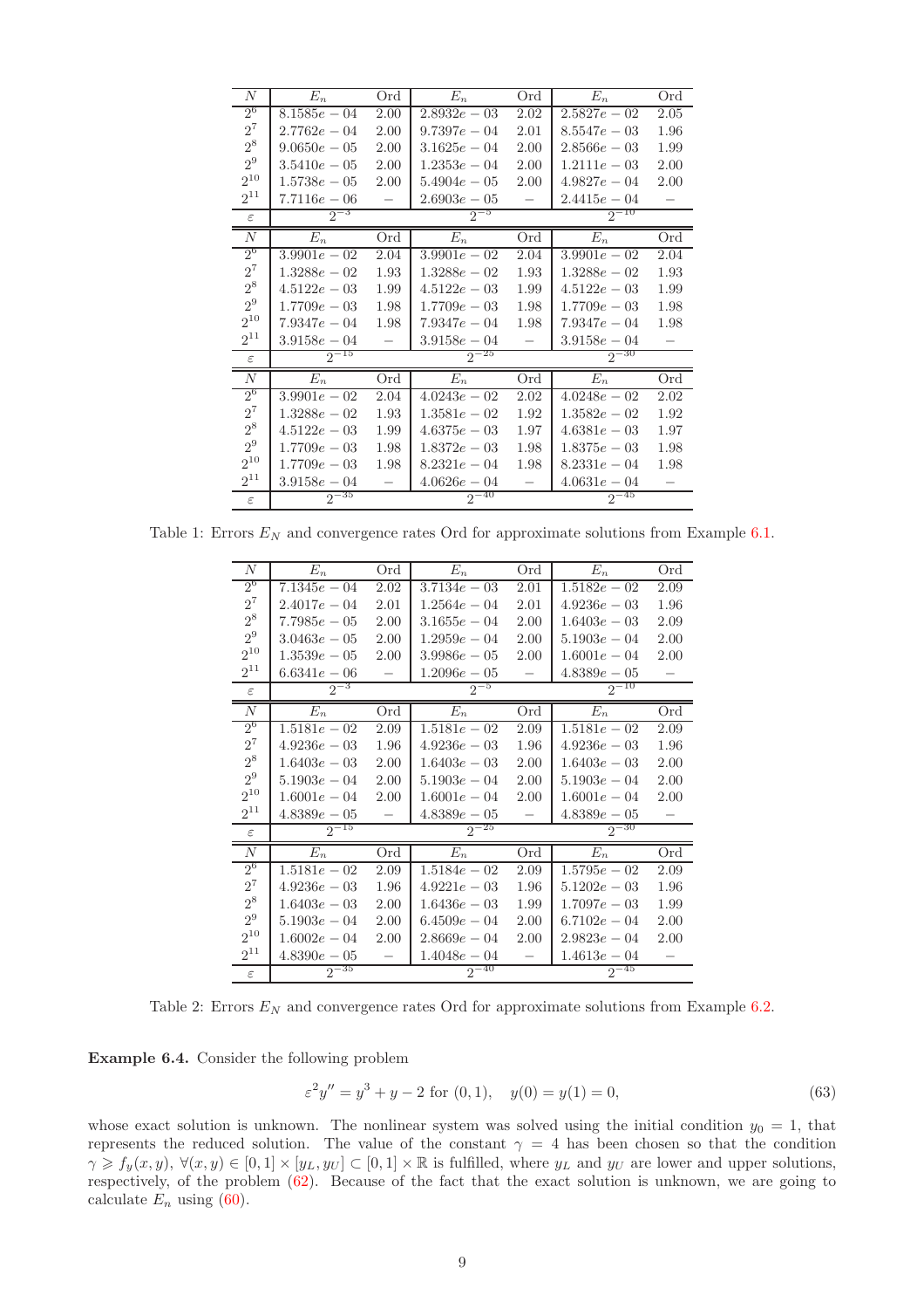| $N$ | $E_n$ | Ord | $E_n$ | Ord | $E_n$ | Ord |
|---|---|---|---|---|---|---|
| $2^6$ | $8.1585e-04$ | 2.00 | $2.8932e-03$ | 2.02 | $2.5827e-02$ | 2.05 |
| $2^7$ | $2.7762e-04$ | 2.00 | $9.7397e-04$ | 2.01 | $8.5547e-03$ | 1.96 |
| $2^8$ | $9.0650e-05$ | 2.00 | $3.1625e-04$ | 2.00 | $2.8566e-03$ | 1.99 |
| $2^9$ | $3.5410e-05$ | 2.00 | $1.2353e-04$ | 2.00 | $1.2111e-03$ | 2.00 |
| $2^{10}$ | $1.5738e-05$ | 2.00 | $5.4904e-05$ | 2.00 | $4.9827e-04$ | 2.00 |
| $2^{11}$ | $7.7116e-06$ | − | $2.6903e-05$ | − | $2.4415e-04$ | − |
| $\varepsilon$ | $2^{-3}$ | | $2^{-5}$ | | $2^{-10}$ | |
| $N$ | $E_n$ | Ord | $E_n$ | Ord | $E_n$ | Ord |
| $2^6$ | $3.9901e-02$ | 2.04 | $3.9901e-02$ | 2.04 | $3.9901e-02$ | 2.04 |
| $2^7$ | $1.3288e-02$ | 1.93 | $1.3288e-02$ | 1.93 | $1.3288e-02$ | 1.93 |
| $2^8$ | $4.5122e-03$ | 1.99 | $4.5122e-03$ | 1.99 | $4.5122e-03$ | 1.99 |
| $2^9$ | $1.7709e-03$ | 1.98 | $1.7709e-03$ | 1.98 | $1.7709e-03$ | 1.98 |
| $2^{10}$ | $7.9347e-04$ | 1.98 | $7.9347e-04$ | 1.98 | $7.9347e-04$ | 1.98 |
| $2^{11}$ | $3.9158e-04$ | − | $3.9158e-04$ | − | $3.9158e-04$ | − |
| $\varepsilon$ | $2^{-15}$ | | $2^{-25}$ | | $2^{-30}$ | |
| $N$ | $E_n$ | Ord | $E_n$ | Ord | $E_n$ | Ord |
| $2^6$ | $3.9901e-02$ | 2.04 | $4.0243e-02$ | 2.02 | $4.0248e-02$ | 2.02 |
| $2^7$ | $1.3288e-02$ | 1.93 | $1.3581e-02$ | 1.92 | $1.3582e-02$ | 1.92 |
| $2^8$ | $4.5122e-03$ | 1.99 | $4.6375e-03$ | 1.97 | $4.6381e-03$ | 1.97 |
| $2^9$ | $1.7709e-03$ | 1.98 | $1.8372e-03$ | 1.98 | $1.8375e-03$ | 1.98 |
| $2^{10}$ | $1.7709e-03$ | 1.98 | $8.2321e-04$ | 1.98 | $8.2331e-04$ | 1.98 |
| $2^{11}$ | $3.9158e-04$ | − | $4.0626e-04$ | − | $4.0631e-04$ | − |
| $\varepsilon$ | $2^{-35}$ | | $2^{-40}$ | | $2^{-45}$ | |

Table 1: Errors $E_N$ and convergence rates Ord for approximate solutions from Example 6.1.

| $N$ | $E_n$ | Ord | $E_n$ | Ord | $E_n$ | Ord |
|---|---|---|---|---|---|---|
| $2^6$ | $7.1345e-04$ | 2.02 | $3.7134e-03$ | 2.01 | $1.5182e-02$ | 2.09 |
| $2^7$ | $2.4017e-04$ | 2.01 | $1.2564e-04$ | 2.01 | $4.9236e-03$ | 1.96 |
| $2^8$ | $7.7985e-05$ | 2.00 | $3.1655e-04$ | 2.00 | $1.6403e-03$ | 2.09 |
| $2^9$ | $3.0463e-05$ | 2.00 | $1.2959e-04$ | 2.00 | $5.1903e-04$ | 2.00 |
| $2^{10}$ | $1.3539e-05$ | 2.00 | $3.9986e-05$ | 2.00 | $1.6001e-04$ | 2.00 |
| $2^{11}$ | $6.6341e-06$ | − | $1.2096e-05$ | − | $4.8389e-05$ | − |
| $\varepsilon$ | $2^{-3}$ | | $2^{-5}$ | | $2^{-10}$ | |
| $N$ | $E_n$ | Ord | $E_n$ | Ord | $E_n$ | Ord |
| $2^6$ | $1.5181e-02$ | 2.09 | $1.5181e-02$ | 2.09 | $1.5181e-02$ | 2.09 |
| $2^7$ | $4.9236e-03$ | 1.96 | $4.9236e-03$ | 1.96 | $4.9236e-03$ | 1.96 |
| $2^8$ | $1.6403e-03$ | 2.00 | $1.6403e-03$ | 2.00 | $1.6403e-03$ | 2.00 |
| $2^9$ | $5.1903e-04$ | 2.00 | $5.1903e-04$ | 2.00 | $5.1903e-04$ | 2.00 |
| $2^{10}$ | $1.6001e-04$ | 2.00 | $1.6001e-04$ | 2.00 | $1.6001e-04$ | 2.00 |
| $2^{11}$ | $4.8389e-05$ | − | $4.8389e-05$ | − | $4.8389e-05$ | − |
| $\varepsilon$ | $2^{-15}$ | | $2^{-25}$ | | $2^{-30}$ | |
| $N$ | $E_n$ | Ord | $E_n$ | Ord | $E_n$ | Ord |
| $2^6$ | $1.5181e-02$ | 2.09 | $1.5184e-02$ | 2.09 | $1.5795e-02$ | 2.09 |
| $2^7$ | $4.9236e-03$ | 1.96 | $4.9221e-03$ | 1.96 | $5.1202e-03$ | 1.96 |
| $2^8$ | $1.6403e-03$ | 2.00 | $1.6436e-03$ | 1.99 | $1.7097e-03$ | 1.99 |
| $2^9$ | $5.1903e-04$ | 2.00 | $6.4509e-04$ | 2.00 | $6.7102e-04$ | 2.00 |
| $2^{10}$ | $1.6002e-04$ | 2.00 | $2.8669e-04$ | 2.00 | $2.9823e-04$ | 2.00 |
| $2^{11}$ | $4.8390e-05$ | − | $1.4048e-04$ | − | $1.4613e-04$ | − |
| $\varepsilon$ | $2^{-35}$ | | $2^{-40}$ | | $2^{-45}$ | |

Table 2: Errors $E_N$ and convergence rates Ord for approximate solutions from Example 6.2.

**Example 6.4.** Consider the following problem

$$\varepsilon^2 y'' = y^3 + y - 2 \text{ for } (0,1), \quad y(0) = y(1) = 0, \tag{63}$$

whose exact solution is unknown. The nonlinear system was solved using the initial condition $y_0 = 1$, that represents the reduced solution. The value of the constant $\gamma = 4$ has been chosen so that the condition $\gamma \geqslant f_y(x, y)$, $\forall (x, y) \in [0, 1] \times [y_L, y_U] \subset [0, 1] \times \mathbb{R}$ is fulfilled, where $y_L$ and $y_U$ are lower and upper solutions, respectively, of the problem (62). Because of the fact that the exact solution is unknown, we are going to calculate $E_n$ using (60).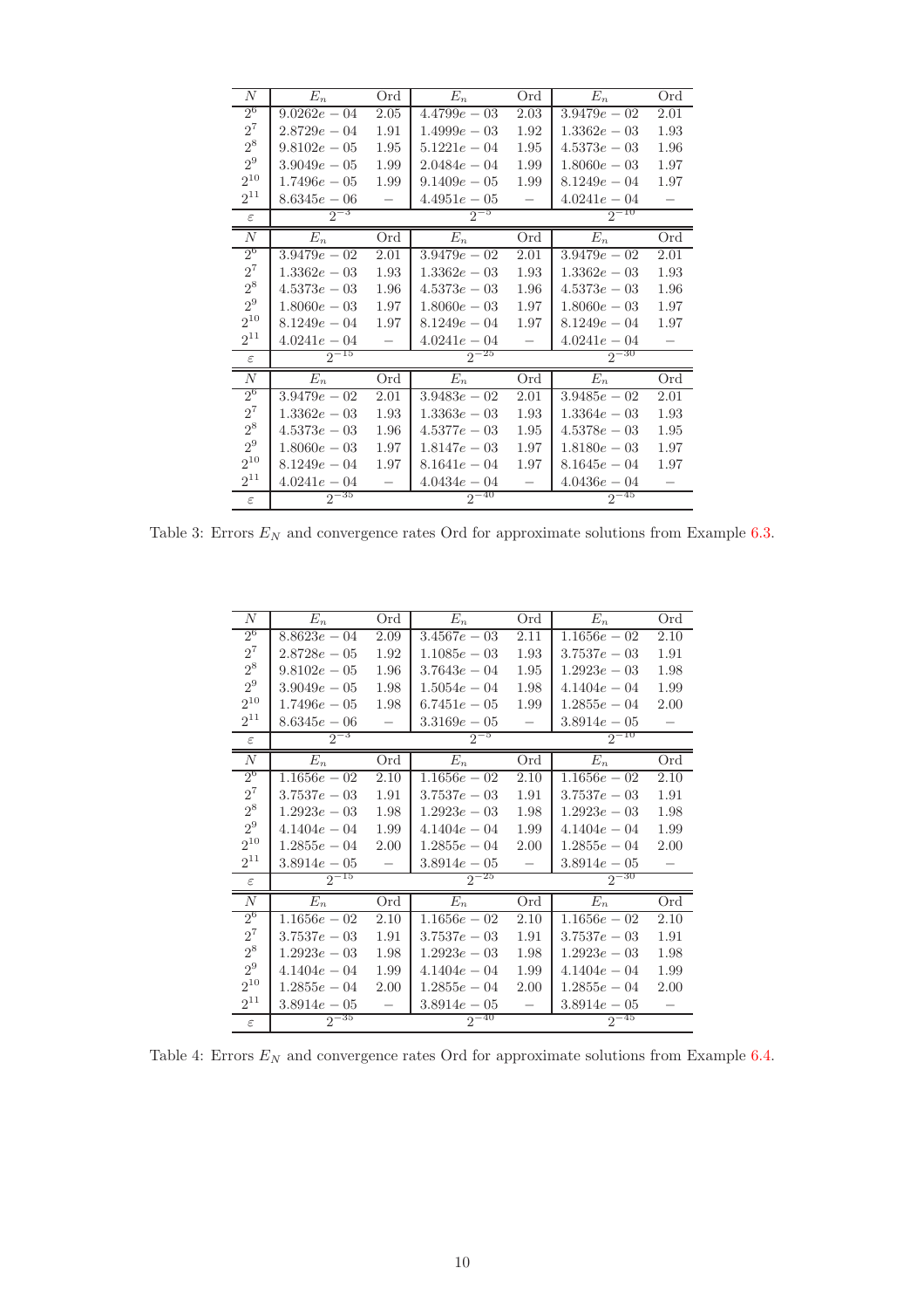| $N$ | $E_n$ | Ord | $E_n$ | Ord | $E_n$ | Ord |
|---|---|---|---|---|---|---|
| $2^6$ | $9.0262e-04$ | 2.05 | $4.4799e-03$ | 2.03 | $3.9479e-02$ | 2.01 |
| $2^7$ | $2.8729e-04$ | 1.91 | $1.4999e-03$ | 1.92 | $1.3362e-03$ | 1.93 |
| $2^8$ | $9.8102e-05$ | 1.95 | $5.1221e-04$ | 1.95 | $4.5373e-03$ | 1.96 |
| $2^9$ | $3.9049e-05$ | 1.99 | $2.0484e-04$ | 1.99 | $1.8060e-03$ | 1.97 |
| $2^{10}$ | $1.7496e-05$ | 1.99 | $9.1409e-05$ | 1.99 | $8.1249e-04$ | 1.97 |
| $2^{11}$ | $8.6345e-06$ | – | $4.4951e-05$ | – | $4.0241e-04$ | – |
| $\varepsilon$ | $2^{-3}$ | | $2^{-5}$ | | $2^{-10}$ | |
| $N$ | $E_n$ | Ord | $E_n$ | Ord | $E_n$ | Ord |
| $2^6$ | $3.9479e-02$ | 2.01 | $3.9479e-02$ | 2.01 | $3.9479e-02$ | 2.01 |
| $2^7$ | $1.3362e-03$ | 1.93 | $1.3362e-03$ | 1.93 | $1.3362e-03$ | 1.93 |
| $2^8$ | $4.5373e-03$ | 1.96 | $4.5373e-03$ | 1.96 | $4.5373e-03$ | 1.96 |
| $2^9$ | $1.8060e-03$ | 1.97 | $1.8060e-03$ | 1.97 | $1.8060e-03$ | 1.97 |
| $2^{10}$ | $8.1249e-04$ | 1.97 | $8.1249e-04$ | 1.97 | $8.1249e-04$ | 1.97 |
| $2^{11}$ | $4.0241e-04$ | – | $4.0241e-04$ | – | $4.0241e-04$ | – |
| $\varepsilon$ | $2^{-15}$ | | $2^{-25}$ | | $2^{-30}$ | |
| $N$ | $E_n$ | Ord | $E_n$ | Ord | $E_n$ | Ord |
| $2^6$ | $3.9479e-02$ | 2.01 | $3.9483e-02$ | 2.01 | $3.9485e-02$ | 2.01 |
| $2^7$ | $1.3362e-03$ | 1.93 | $1.3363e-03$ | 1.93 | $1.3364e-03$ | 1.93 |
| $2^8$ | $4.5373e-03$ | 1.96 | $4.5377e-03$ | 1.95 | $4.5378e-03$ | 1.95 |
| $2^9$ | $1.8060e-03$ | 1.97 | $1.8147e-03$ | 1.97 | $1.8180e-03$ | 1.97 |
| $2^{10}$ | $8.1249e-04$ | 1.97 | $8.1641e-04$ | 1.97 | $8.1645e-04$ | 1.97 |
| $2^{11}$ | $4.0241e-04$ | – | $4.0434e-04$ | – | $4.0436e-04$ | – |
| $\varepsilon$ | $2^{-35}$ | | $2^{-40}$ | | $2^{-45}$ | |

Table 3: Errors $E_N$ and convergence rates Ord for approximate solutions from Example 6.3.

| $N$ | $E_n$ | Ord | $E_n$ | Ord | $E_n$ | Ord |
|---|---|---|---|---|---|---|
| $2^6$ | $8.8623e-04$ | 2.09 | $3.4567e-03$ | 2.11 | $1.1656e-02$ | 2.10 |
| $2^7$ | $2.8728e-05$ | 1.92 | $1.1085e-03$ | 1.93 | $3.7537e-03$ | 1.91 |
| $2^8$ | $9.8102e-05$ | 1.96 | $3.7643e-04$ | 1.95 | $1.2923e-03$ | 1.98 |
| $2^9$ | $3.9049e-05$ | 1.98 | $1.5054e-04$ | 1.98 | $4.1404e-04$ | 1.99 |
| $2^{10}$ | $1.7496e-05$ | 1.98 | $6.7451e-05$ | 1.99 | $1.2855e-04$ | 2.00 |
| $2^{11}$ | $8.6345e-06$ | – | $3.3169e-05$ | – | $3.8914e-05$ | – |
| $\varepsilon$ | $2^{-3}$ | | $2^{-5}$ | | $2^{-10}$ | |
| $N$ | $E_n$ | Ord | $E_n$ | Ord | $E_n$ | Ord |
| $2^6$ | $1.1656e-02$ | 2.10 | $1.1656e-02$ | 2.10 | $1.1656e-02$ | 2.10 |
| $2^7$ | $3.7537e-03$ | 1.91 | $3.7537e-03$ | 1.91 | $3.7537e-03$ | 1.91 |
| $2^8$ | $1.2923e-03$ | 1.98 | $1.2923e-03$ | 1.98 | $1.2923e-03$ | 1.98 |
| $2^9$ | $4.1404e-04$ | 1.99 | $4.1404e-04$ | 1.99 | $4.1404e-04$ | 1.99 |
| $2^{10}$ | $1.2855e-04$ | 2.00 | $1.2855e-04$ | 2.00 | $1.2855e-04$ | 2.00 |
| $2^{11}$ | $3.8914e-05$ | – | $3.8914e-05$ | – | $3.8914e-05$ | – |
| $\varepsilon$ | $2^{-15}$ | | $2^{-25}$ | | $2^{-30}$ | |
| $N$ | $E_n$ | Ord | $E_n$ | Ord | $E_n$ | Ord |
| $2^6$ | $1.1656e-02$ | 2.10 | $1.1656e-02$ | 2.10 | $1.1656e-02$ | 2.10 |
| $2^7$ | $3.7537e-03$ | 1.91 | $3.7537e-03$ | 1.91 | $3.7537e-03$ | 1.91 |
| $2^8$ | $1.2923e-03$ | 1.98 | $1.2923e-03$ | 1.98 | $1.2923e-03$ | 1.98 |
| $2^9$ | $4.1404e-04$ | 1.99 | $4.1404e-04$ | 1.99 | $4.1404e-04$ | 1.99 |
| $2^{10}$ | $1.2855e-04$ | 2.00 | $1.2855e-04$ | 2.00 | $1.2855e-04$ | 2.00 |
| $2^{11}$ | $3.8914e-05$ | – | $3.8914e-05$ | – | $3.8914e-05$ | – |
| $\varepsilon$ | $2^{-35}$ | | $2^{-40}$ | | $2^{-45}$ | |

Table 4: Errors $E_N$ and convergence rates Ord for approximate solutions from Example 6.4.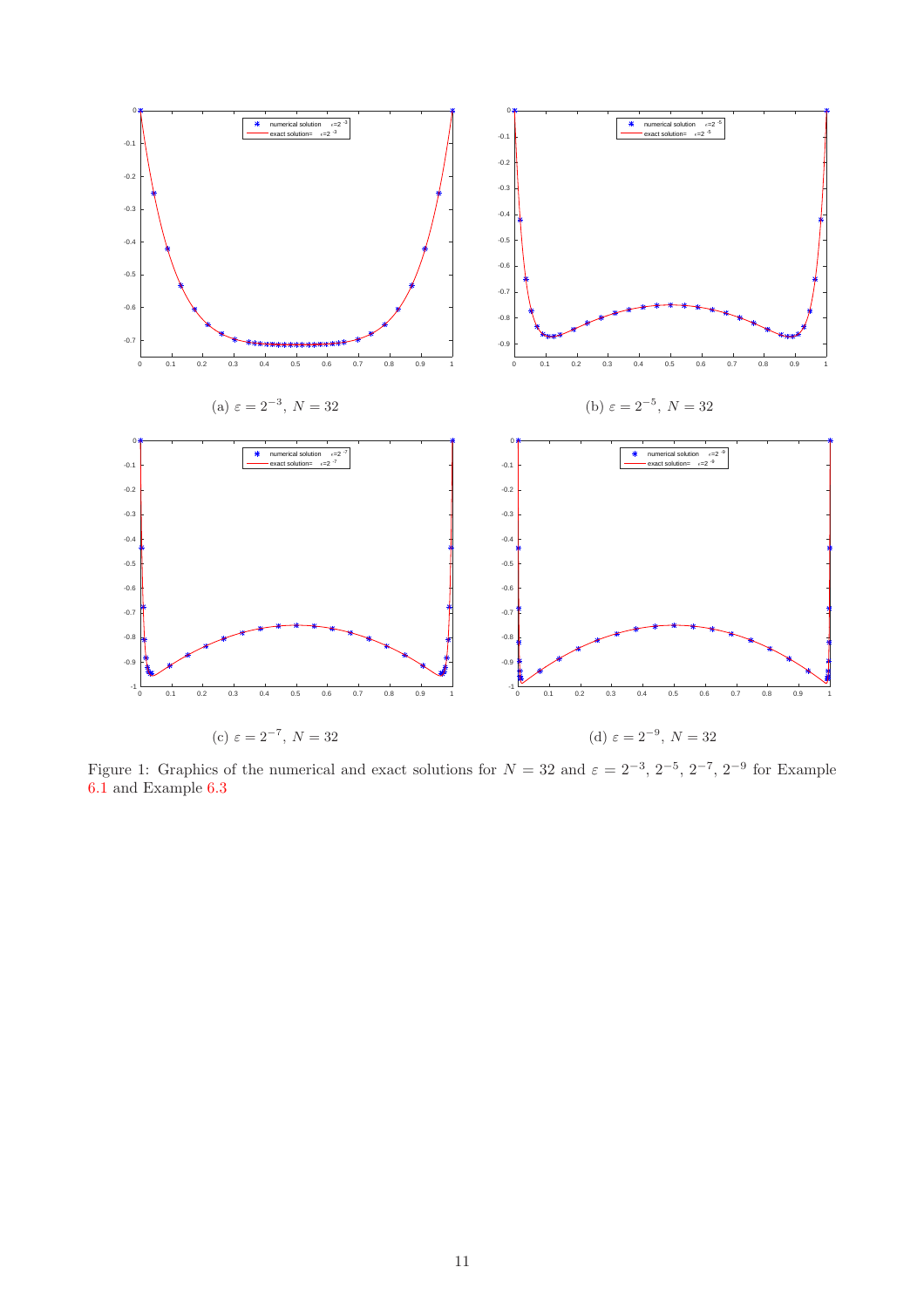(a) $\varepsilon = 2^{-3}$, $N = 32$

(b) $\varepsilon = 2^{-5}$, $N = 32$

(c) $\varepsilon = 2^{-7}$, $N = 32$

(d) $\varepsilon = 2^{-9}$, $N = 32$

Figure 1: Graphics of the numerical and exact solutions for $N = 32$ and $\varepsilon = 2^{-3}$, $2^{-5}$, $2^{-7}$, $2^{-9}$ for Example 6.1 and Example 6.3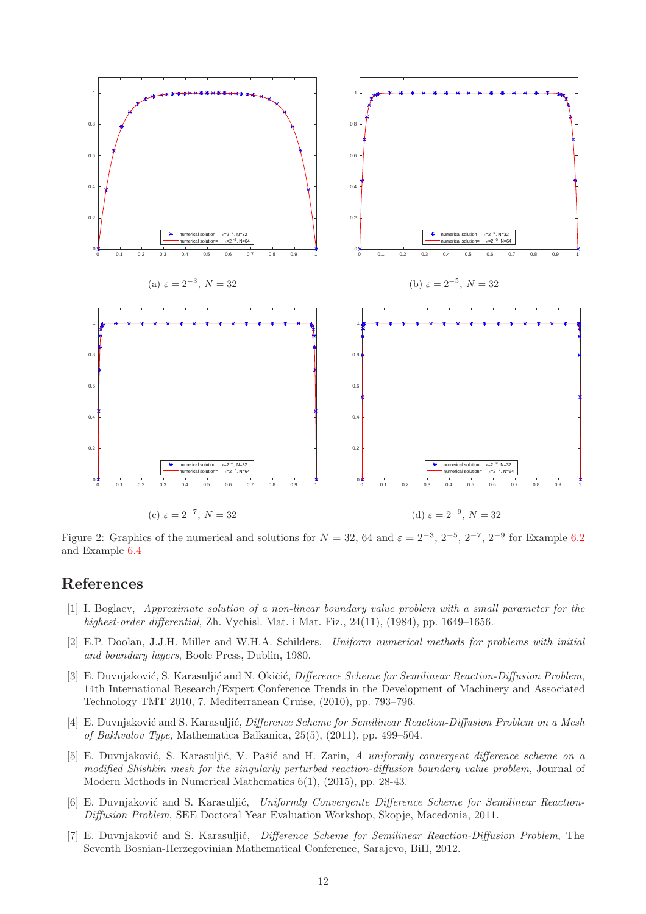(a) $\varepsilon = 2^{-3}$, $N = 32$

(b) $\varepsilon = 2^{-5}$, $N = 32$

(c) $\varepsilon = 2^{-7}$, $N = 32$

(d) $\varepsilon = 2^{-9}$, $N = 32$

Figure 2: Graphics of the numerical and solutions for $N = 32$, 64 and $\varepsilon = 2^{-3}$, $2^{-5}$, $2^{-7}$, $2^{-9}$ for Example 6.2 and Example 6.4

# References

[1] I. Boglaev, *Approximate solution of a non-linear boundary value problem with a small parameter for the highest-order differential*, Zh. Vychisl. Mat. i Mat. Fiz., 24(11), (1984), pp. 1649–1656.

[2] E.P. Doolan, J.J.H. Miller and W.H.A. Schilders, *Uniform numerical methods for problems with initial and boundary layers*, Boole Press, Dublin, 1980.

[3] E. Duvnjaković, S. Karasuljić and N. Okičić, *Difference Scheme for Semilinear Reaction-Diffusion Problem*, 14th International Research/Expert Conference Trends in the Development of Machinery and Associated Technology TMT 2010, 7. Mediterranean Cruise, (2010), pp. 793–796.

[4] E. Duvnjaković and S. Karasuljić, *Difference Scheme for Semilinear Reaction-Diffusion Problem on a Mesh of Bakhvalov Type*, Mathematica Balkanica, 25(5), (2011), pp. 499–504.

[5] E. Duvnjaković, S. Karasuljić, V. Pašić and H. Zarin, *A uniformly convergent difference scheme on a modified Shishkin mesh for the singularly perturbed reaction-diffusion boundary value problem*, Journal of Modern Methods in Numerical Mathematics 6(1), (2015), pp. 28-43.

[6] E. Duvnjaković and S. Karasuljić, *Uniformly Convergente Difference Scheme for Semilinear Reaction-Diffusion Problem*, SEE Doctoral Year Evaluation Workshop, Skopje, Macedonia, 2011.

[7] E. Duvnjaković and S. Karasuljić, *Difference Scheme for Semilinear Reaction-Diffusion Problem*, The Seventh Bosnian-Herzegovinian Mathematical Conference, Sarajevo, BiH, 2012.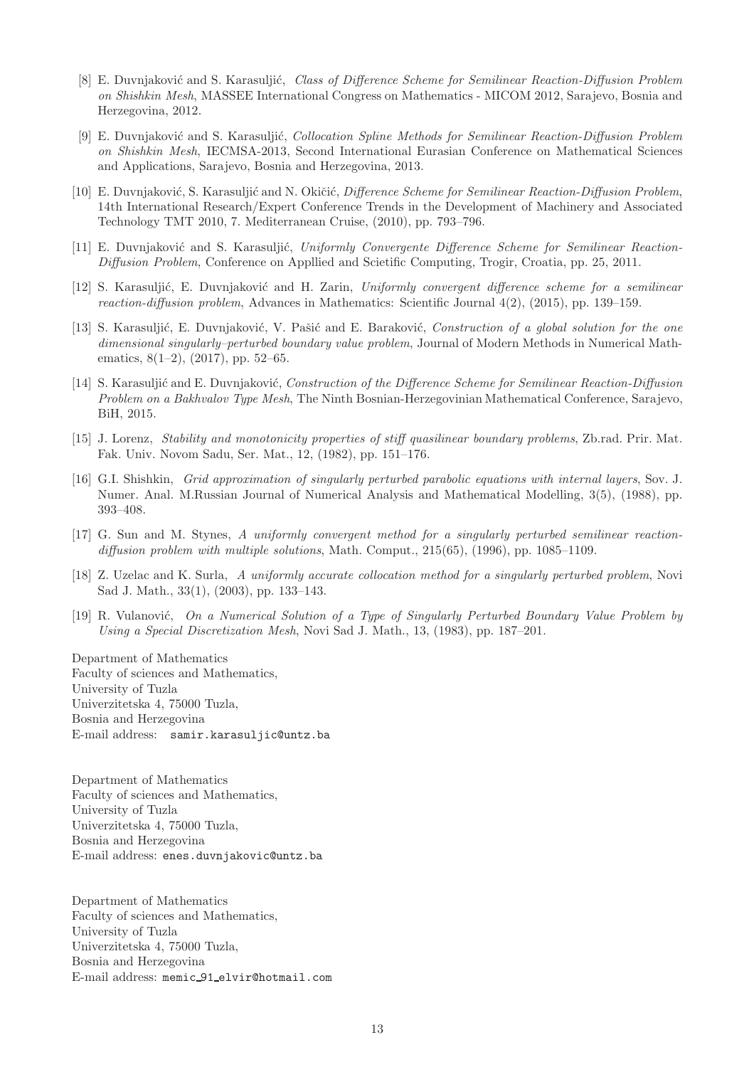[8] E. Duvnjaković and S. Karasuljić, *Class of Difference Scheme for Semilinear Reaction-Diffusion Problem on Shishkin Mesh*, MASSEE International Congress on Mathematics - MICOM 2012, Sarajevo, Bosnia and Herzegovina, 2012.

[9] E. Duvnjaković and S. Karasuljić, *Collocation Spline Methods for Semilinear Reaction-Diffusion Problem on Shishkin Mesh*, IECMSA-2013, Second International Eurasian Conference on Mathematical Sciences and Applications, Sarajevo, Bosnia and Herzegovina, 2013.

[10] E. Duvnjaković, S. Karasuljić and N. Okičić, *Difference Scheme for Semilinear Reaction-Diffusion Problem*, 14th International Research/Expert Conference Trends in the Development of Machinery and Associated Technology TMT 2010, 7. Mediterranean Cruise, (2010), pp. 793–796.

[11] E. Duvnjaković and S. Karasuljić, *Uniformly Convergente Difference Scheme for Semilinear Reaction-Diffusion Problem*, Conference on Appllied and Scietific Computing, Trogir, Croatia, pp. 25, 2011.

[12] S. Karasuljić, E. Duvnjaković and H. Zarin, *Uniformly convergent difference scheme for a semilinear reaction-diffusion problem*, Advances in Mathematics: Scientific Journal 4(2), (2015), pp. 139–159.

[13] S. Karasuljić, E. Duvnjaković, V. Pašić and E. Baraković, *Construction of a global solution for the one dimensional singularly–perturbed boundary value problem*, Journal of Modern Methods in Numerical Mathematics, 8(1–2), (2017), pp. 52–65.

[14] S. Karasuljić and E. Duvnjaković, *Construction of the Difference Scheme for Semilinear Reaction-Diffusion Problem on a Bakhvalov Type Mesh*, The Ninth Bosnian-Herzegovinian Mathematical Conference, Sarajevo, BiH, 2015.

[15] J. Lorenz, *Stability and monotonicity properties of stiff quasilinear boundary problems*, Zb.rad. Prir. Mat. Fak. Univ. Novom Sadu, Ser. Mat., 12, (1982), pp. 151–176.

[16] G.I. Shishkin, *Grid approximation of singularly perturbed parabolic equations with internal layers*, Sov. J. Numer. Anal. M.Russian Journal of Numerical Analysis and Mathematical Modelling, 3(5), (1988), pp. 393–408.

[17] G. Sun and M. Stynes, *A uniformly convergent method for a singularly perturbed semilinear reaction-diffusion problem with multiple solutions*, Math. Comput., 215(65), (1996), pp. 1085–1109.

[18] Z. Uzelac and K. Surla, *A uniformly accurate collocation method for a singularly perturbed problem*, Novi Sad J. Math., 33(1), (2003), pp. 133–143.

[19] R. Vulanović, *On a Numerical Solution of a Type of Singularly Perturbed Boundary Value Problem by Using a Special Discretization Mesh*, Novi Sad J. Math., 13, (1983), pp. 187–201.

Department of Mathematics
Faculty of sciences and Mathematics,
University of Tuzla
Univerzitetska 4, 75000 Tuzla,
Bosnia and Herzegovina
E-mail address: samir.karasuljic@untz.ba

Department of Mathematics
Faculty of sciences and Mathematics,
University of Tuzla
Univerzitetska 4, 75000 Tuzla,
Bosnia and Herzegovina
E-mail address: enes.duvnjakovic@untz.ba

Department of Mathematics
Faculty of sciences and Mathematics,
University of Tuzla
Univerzitetska 4, 75000 Tuzla,
Bosnia and Herzegovina
E-mail address: memic_91_elvir@hotmail.com